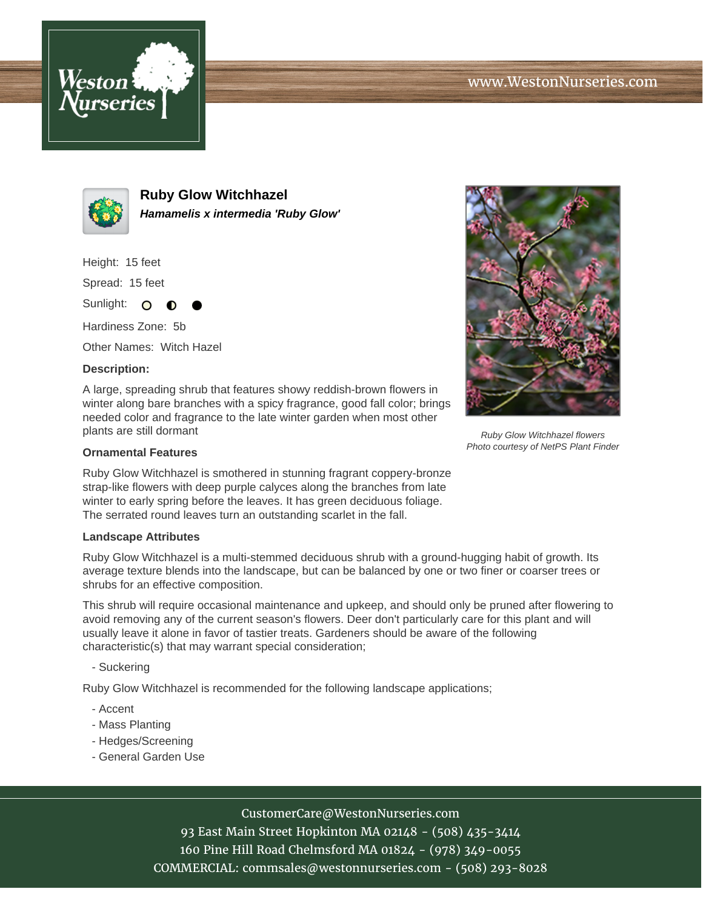www.WestonNurseries.com

# Ruby Glow Witchhazel

***Hamamelis x intermedia 'Ruby Glow'***

Height: 15 feet

Spread: 15 feet

Sunlight:

Hardiness Zone: 5b

Other Names: Witch Hazel

**Description:**

A large, spreading shrub that features showy reddish-brown flowers in winter along bare branches with a spicy fragrance, good fall color; brings needed color and fragrance to the late winter garden when most other plants are still dormant

*Ruby Glow Witchhazel flowers*
*Photo courtesy of NetPS Plant Finder*

**Ornamental Features**

Ruby Glow Witchhazel is smothered in stunning fragrant coppery-bronze strap-like flowers with deep purple calyces along the branches from late winter to early spring before the leaves. It has green deciduous foliage. The serrated round leaves turn an outstanding scarlet in the fall.

**Landscape Attributes**

Ruby Glow Witchhazel is a multi-stemmed deciduous shrub with a ground-hugging habit of growth. Its average texture blends into the landscape, but can be balanced by one or two finer or coarser trees or shrubs for an effective composition.

This shrub will require occasional maintenance and upkeep, and should only be pruned after flowering to avoid removing any of the current season's flowers. Deer don't particularly care for this plant and will usually leave it alone in favor of tastier treats. Gardeners should be aware of the following characteristic(s) that may warrant special consideration;

- Suckering

Ruby Glow Witchhazel is recommended for the following landscape applications;

- Accent
- Mass Planting
- Hedges/Screening
- General Garden Use

CustomerCare@WestonNurseries.com
93 East Main Street Hopkinton MA 02148 - (508) 435-3414
160 Pine Hill Road Chelmsford MA 01824 - (978) 349-0055
COMMERCIAL: commsales@westonnurseries.com - (508) 293-8028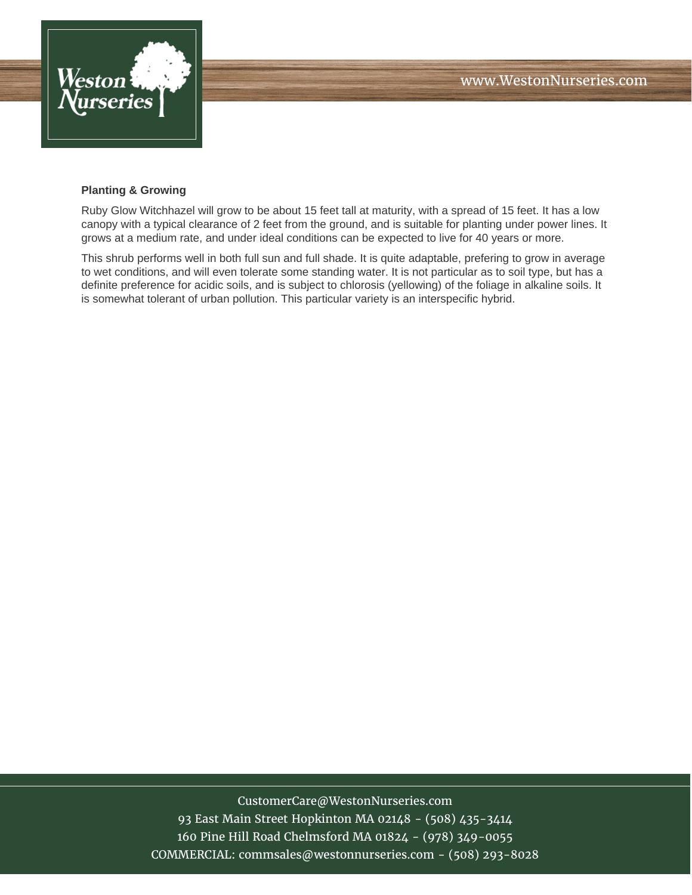**Planting & Growing**

Ruby Glow Witchhazel will grow to be about 15 feet tall at maturity, with a spread of 15 feet. It has a low canopy with a typical clearance of 2 feet from the ground, and is suitable for planting under power lines. It grows at a medium rate, and under ideal conditions can be expected to live for 40 years or more.

This shrub performs well in both full sun and full shade. It is quite adaptable, prefering to grow in average to wet conditions, and will even tolerate some standing water. It is not particular as to soil type, but has a definite preference for acidic soils, and is subject to chlorosis (yellowing) of the foliage in alkaline soils. It is somewhat tolerant of urban pollution. This particular variety is an interspecific hybrid.